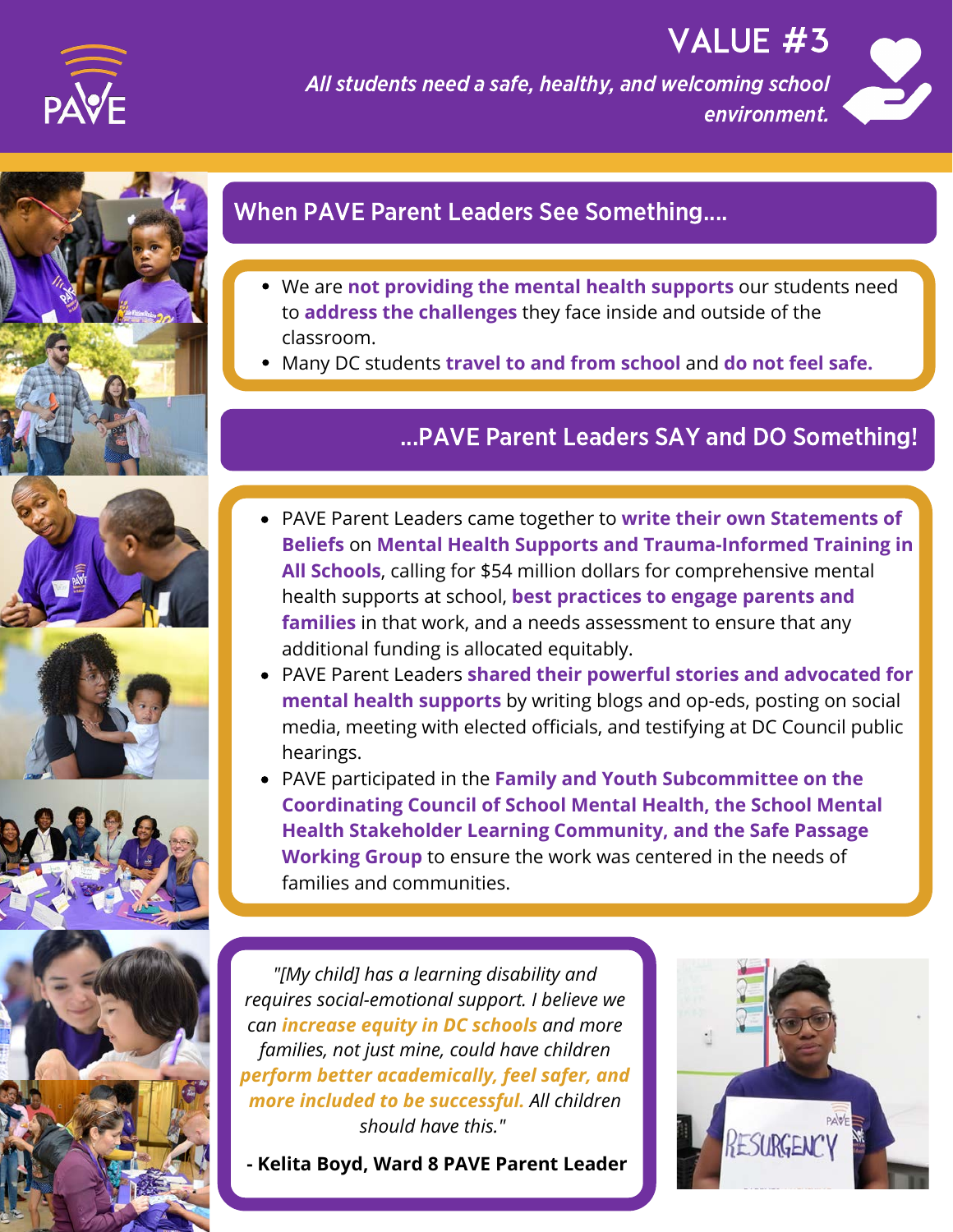# VALUE #3

*All students need a safe, healthy, and welcoming school environment.*

## When PAVE Parent Leaders See Something....

- We are **not providing the mental health supports** our students need to **address the challenges** they face inside and outside of the classroom.
- Many DC students **travel to and from school** and **do not feel safe.**

## ...PAVE Parent Leaders SAY and DO Something!

- PAVE Parent Leaders came together to **write their own Statements of Beliefs** on **Mental Health Supports and Trauma-Informed Training in All Schools**, calling for $54 million dollars for comprehensive mental health supports at school, **best practices to engage parents and families** in that work, and a needs assessment to ensure that any additional funding is allocated equitably.
- PAVE Parent Leaders **shared their powerful stories and advocated for mental health supports** by writing blogs and op-eds, posting on social media, meeting with elected officials, and testifying at DC Council public hearings.
- PAVE participated in the **Family and Youth Subcommittee on the Coordinating Council of School Mental Health, the School Mental Health Stakeholder Learning Community, and the Safe Passage Working Group** to ensure the work was centered in the needs of families and communities.

*"[My child] has a learning disability and requires social-emotional support. I believe we can **increase equity in DC schools** and more families, not just mine, could have children **perform better academically, feel safer, and more included to be successful.** All children should have this."*

**- Kelita Boyd, Ward 8 PAVE Parent Leader**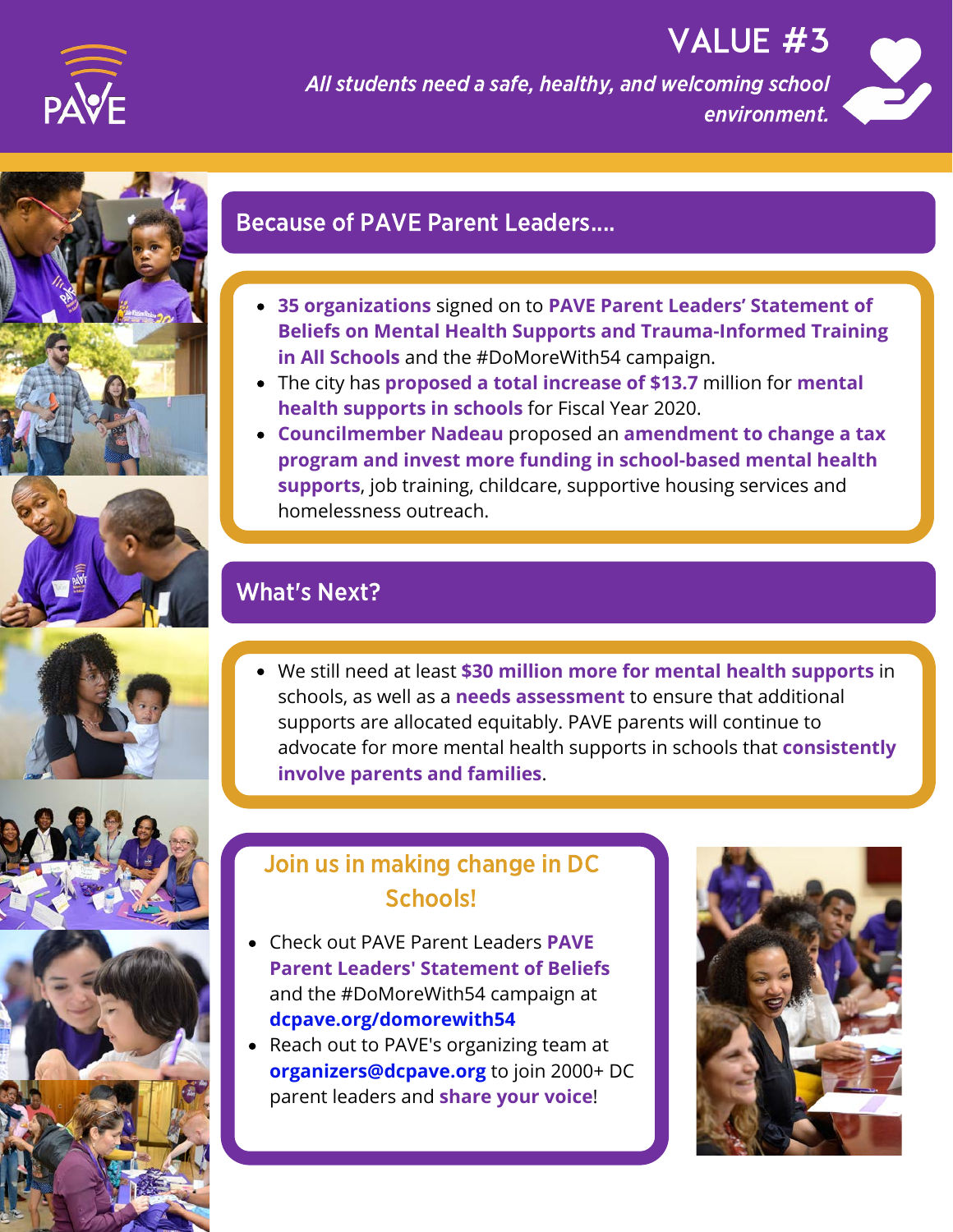PAVE

# VALUE #3

*All students need a safe, healthy, and welcoming school environment.*

## Because of PAVE Parent Leaders....

- **35 organizations** signed on to **PAVE Parent Leaders' Statement of Beliefs on Mental Health Supports and Trauma-Informed Training in All Schools** and the #DoMoreWith54 campaign.
- The city has **proposed a total increase of $13.7** million for **mental health supports in schools** for Fiscal Year 2020.
- **Councilmember Nadeau** proposed an **amendment to change a tax program and invest more funding in school-based mental health supports**, job training, childcare, supportive housing services and homelessness outreach.

## What's Next?

- We still need at least **$30 million more for mental health supports** in schools, as well as a **needs assessment** to ensure that additional supports are allocated equitably. PAVE parents will continue to advocate for more mental health supports in schools that **consistently involve parents and families**.

### Join us in making change in DC Schools!

- Check out PAVE Parent Leaders **PAVE Parent Leaders' Statement of Beliefs** and the #DoMoreWith54 campaign at **dcpave.org/domorewith54**
- Reach out to PAVE's organizing team at **organizers@dcpave.org** to join 2000+ DC parent leaders and **share your voice**!